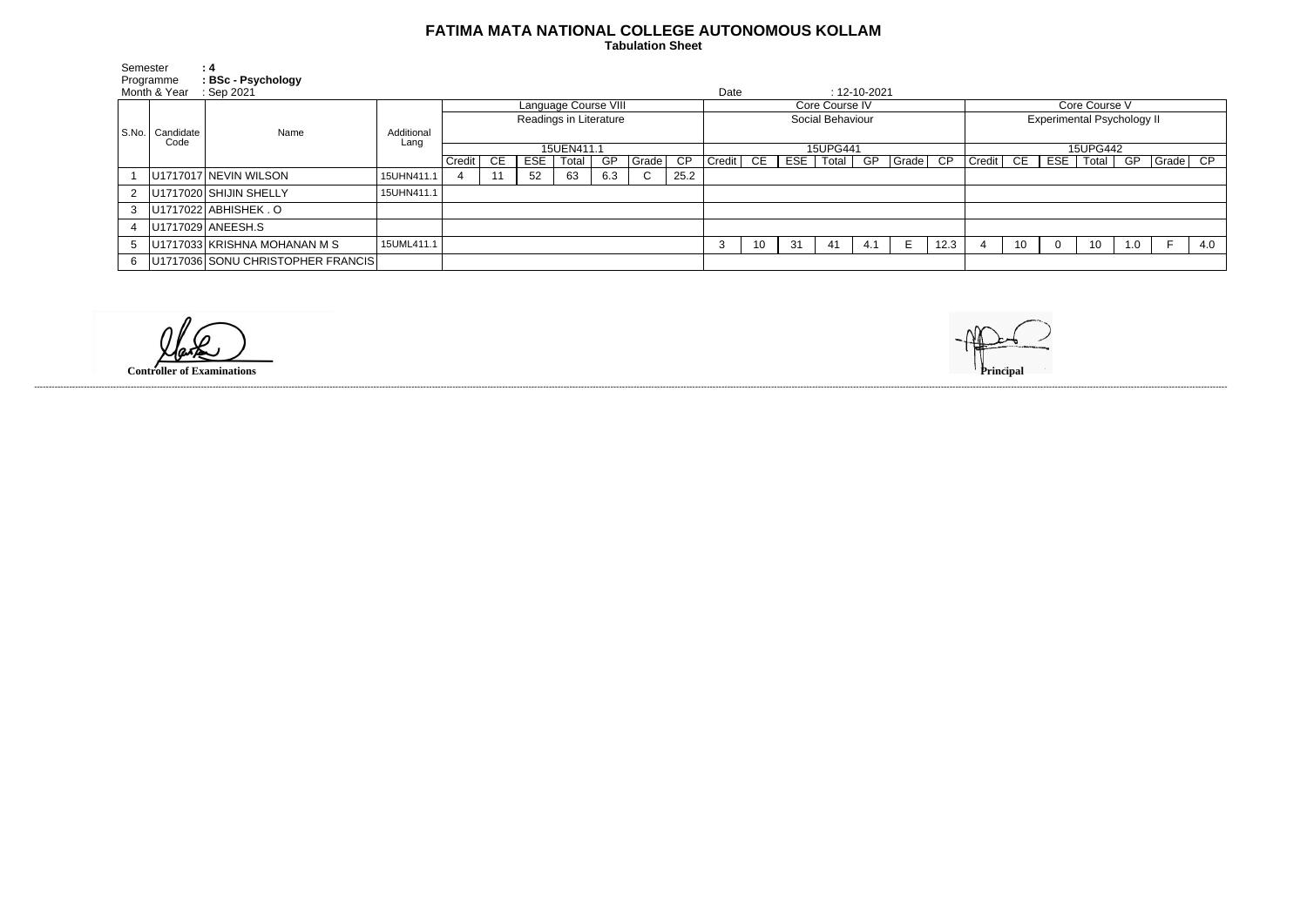# FATIMA MATA NATIONAL COLLEGE AUTONOMOUS KOLLAM

**Tabulation Sheet**

Semester : 4
Programme : BSc - Psychology
Month & Year : Sep 2021
Date : 12-10-2021

| S.No. | Candidate Code | Name | Additional Lang | Language Course VIII | | | | | | | Core Course IV | | | | | | | Core Course V | | | | | | |
|---|---|---|---|---|---|---|---|---|---|---|---|---|---|---|---|---|---|---|---|---|---|---|---|---|
| | | | | Readings in Literature | | | | | | | Social Behaviour | | | | | | | Experimental Psychology II | | | | | | |
| | | | | 15UEN411.1 | | | | | | | 15UPG441 | | | | | | | 15UPG442 | | | | | | |
| | | | | Credit | CE | ESE | Total | GP | Grade | CP | Credit | CE | ESE | Total | GP | Grade | CP | Credit | CE | ESE | Total | GP | Grade | CP |
| 1 | U1717017 | NEVIN WILSON | 15UHN411.1 | 4 | 11 | 52 | 63 | 6.3 | C | 25.2 | | | | | | | | | | | | | | |
| 2 | U1717020 | SHIJIN SHELLY | 15UHN411.1 | | | | | | | | | | | | | | | | | | | | | |
| 3 | U1717022 | ABHISHEK . O | | | | | | | | | | | | | | | | | | | | | | |
| 4 | U1717029 | ANEESH.S | | | | | | | | | | | | | | | | | | | | | | |
| 5 | U1717033 | KRISHNA MOHANAN M S | 15UML411.1 | | | | | | | | 3 | 10 | 31 | 41 | 4.1 | E | 12.3 | 4 | 10 | 0 | 10 | 1.0 | F | 4.0 |
| 6 | U1717036 | SONU CHRISTOPHER FRANCIS | | | | | | | | | | | | | | | | | | | | | | |

**Controller of Examinations**

**Principal**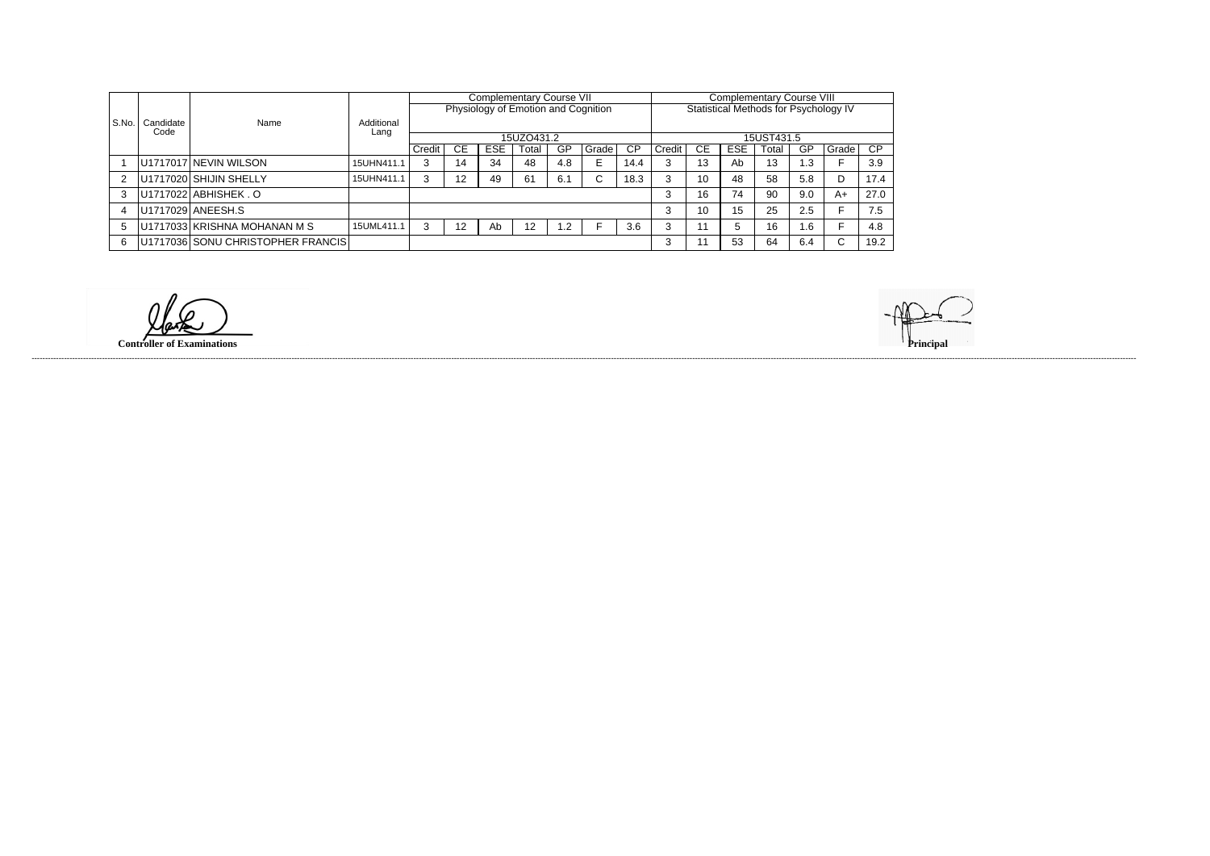| S.No. | Candidate Code | Name | Additional Lang | Complementary Course VII Physiology of Emotion and Cognition 15UZO431.2 | | | | | | | Complementary Course VIII Statistical Methods for Psychology IV 15UST431.5 | | | | | | |
|---|---|---|---|---|---|---|---|---|---|---|---|---|---|---|---|---|---|
| | | | | Credit | CE | ESE | Total | GP | Grade | CP | Credit | CE | ESE | Total | GP | Grade | CP |
| 1 | U1717017 | NEVIN WILSON | 15UHN411.1 | 3 | 14 | 34 | 48 | 4.8 | E | 14.4 | 3 | 13 | Ab | 13 | 1.3 | F | 3.9 |
| 2 | U1717020 | SHIJIN SHELLY | 15UHN411.1 | 3 | 12 | 49 | 61 | 6.1 | C | 18.3 | 3 | 10 | 48 | 58 | 5.8 | D | 17.4 |
| 3 | U1717022 | ABHISHEK . O | | | | | | | | | 3 | 16 | 74 | 90 | 9.0 | A+ | 27.0 |
| 4 | U1717029 | ANEESH.S | | | | | | | | | 3 | 10 | 15 | 25 | 2.5 | F | 7.5 |
| 5 | U1717033 | KRISHNA MOHANAN M S | 15UML411.1 | 3 | 12 | Ab | 12 | 1.2 | F | 3.6 | 3 | 11 | 5 | 16 | 1.6 | F | 4.8 |
| 6 | U1717036 | SONU CHRISTOPHER FRANCIS | | | | | | | | | 3 | 11 | 53 | 64 | 6.4 | C | 19.2 |

**Controller of Examinations**

**Principal**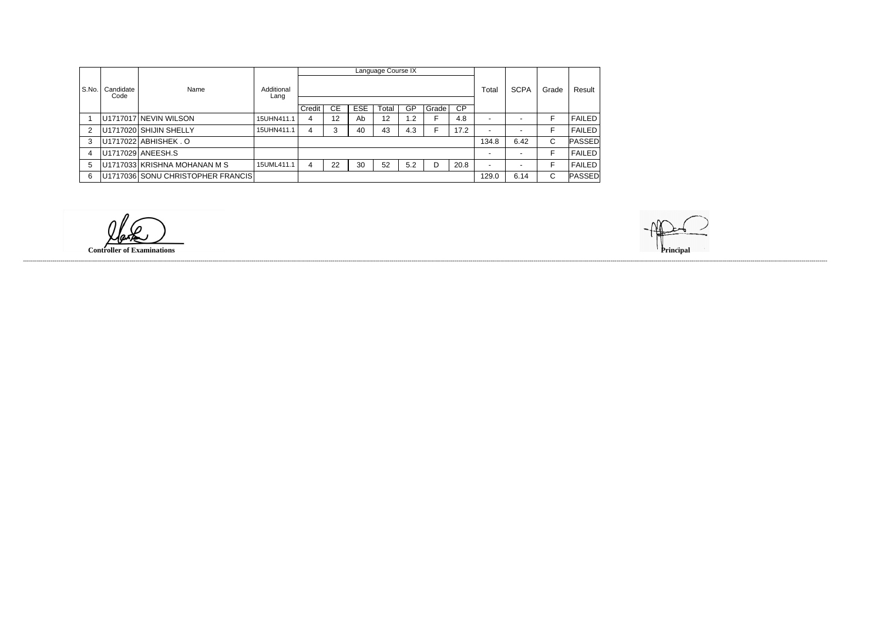| S.No. | Candidate Code | Name | Additional Lang | Language Course IX | | | | | | | Total | SCPA | Grade | Result |
|---|---|---|---|---|---|---|---|---|---|---|---|---|---|---|
| | | | | Credit | CE | ESE | Total | GP | Grade | CP | | | | |
| 1 | U1717017 | NEVIN WILSON | 15UHN411.1 | 4 | 12 | Ab | 12 | 1.2 | F | 4.8 | - | - | F | FAILED |
| 2 | U1717020 | SHIJIN SHELLY | 15UHN411.1 | 4 | 3 | 40 | 43 | 4.3 | F | 17.2 | - | - | F | FAILED |
| 3 | U1717022 | ABHISHEK . O | | | | | | | | | 134.8 | 6.42 | C | PASSED |
| 4 | U1717029 | ANEESH.S | | | | | | | | | - | - | F | FAILED |
| 5 | U1717033 | KRISHNA MOHANAN M S | 15UML411.1 | 4 | 22 | 30 | 52 | 5.2 | D | 20.8 | - | - | F | FAILED |
| 6 | U1717036 | SONU CHRISTOPHER FRANCIS | | | | | | | | | 129.0 | 6.14 | C | PASSED |

**Controller of Examinations**

**Principal**